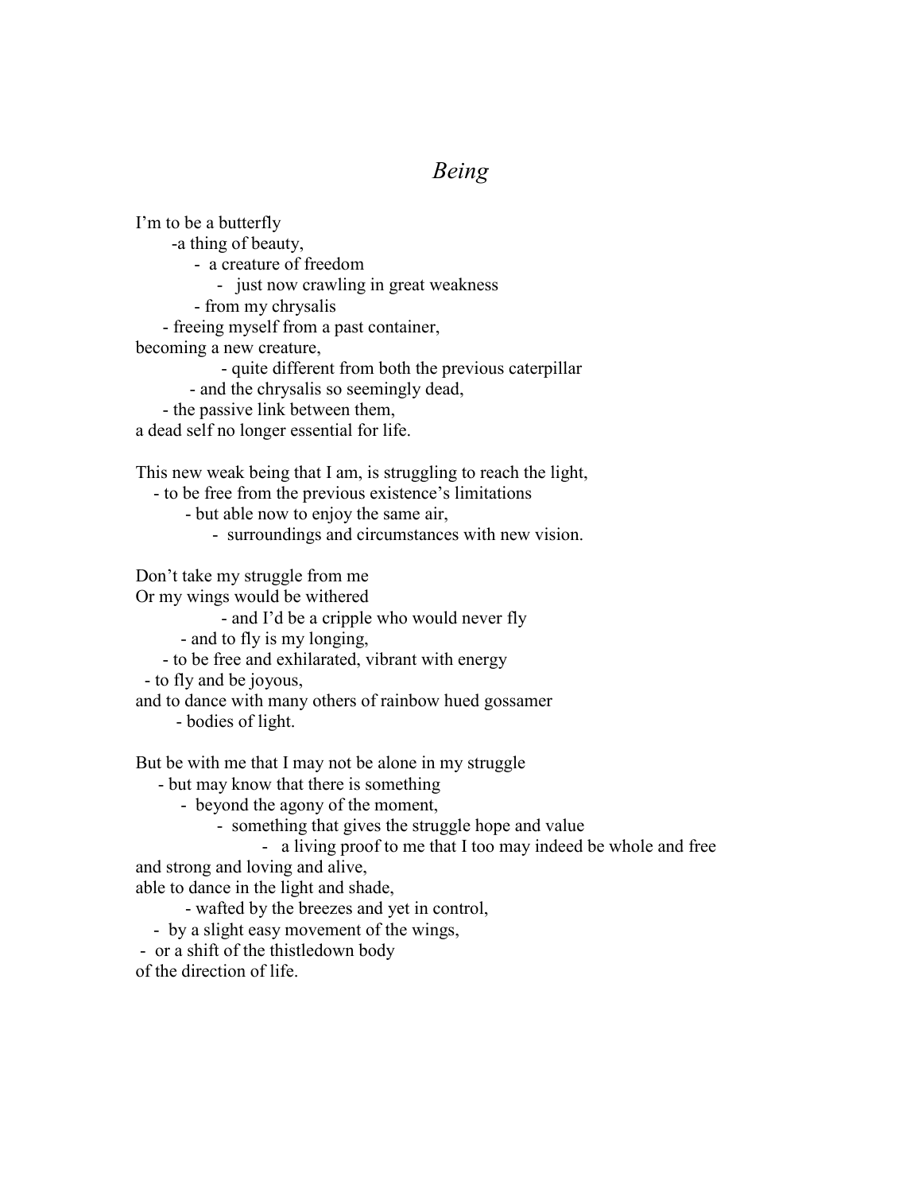# *Being*

I'm to be a butterfly  
-a thing of beauty,  
- a creature of freedom  
- just now crawling in great weakness  
- from my chrysalis  
- freeing myself from a past container,  
becoming a new creature,  
- quite different from both the previous caterpillar  
- and the chrysalis so seemingly dead,  
- the passive link between them,  
a dead self no longer essential for life.

This new weak being that I am, is struggling to reach the light,  
- to be free from the previous existence's limitations  
- but able now to enjoy the same air,  
- surroundings and circumstances with new vision.

Don't take my struggle from me  
Or my wings would be withered  
- and I'd be a cripple who would never fly  
- and to fly is my longing,  
- to be free and exhilarated, vibrant with energy  
- to fly and be joyous,  
and to dance with many others of rainbow hued gossamer  
- bodies of light.

But be with me that I may not be alone in my struggle  
- but may know that there is something  
- beyond the agony of the moment,  
- something that gives the struggle hope and value  
- a living proof to me that I too may indeed be whole and free  
and strong and loving and alive,  
able to dance in the light and shade,  
- wafted by the breezes and yet in control,  
- by a slight easy movement of the wings,  
- or a shift of the thistledown body  
of the direction of life.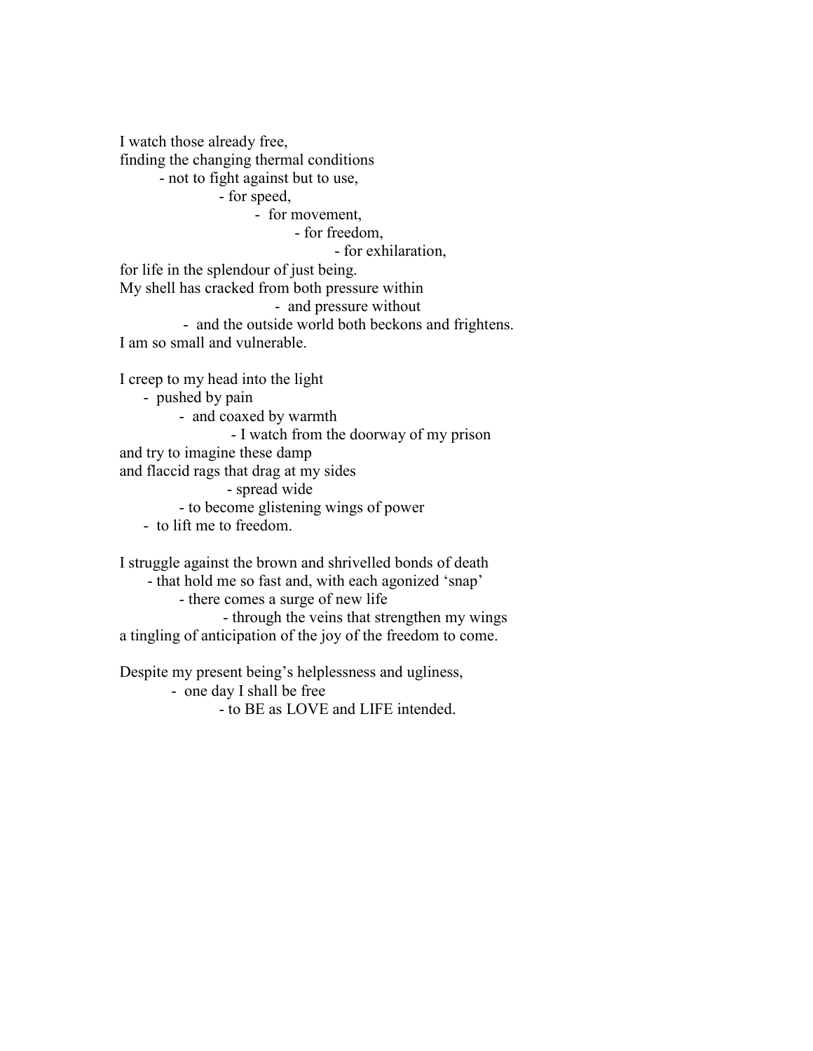I watch those already free,
finding the changing thermal conditions
- not to fight against but to use,
- for speed,
- for movement,
- for freedom,
- for exhilaration,
for life in the splendour of just being.
My shell has cracked from both pressure within
- and pressure without
- and the outside world both beckons and frightens.
I am so small and vulnerable.

I creep to my head into the light
- pushed by pain
- and coaxed by warmth
- I watch from the doorway of my prison
and try to imagine these damp
and flaccid rags that drag at my sides
- spread wide
- to become glistening wings of power
- to lift me to freedom.

I struggle against the brown and shrivelled bonds of death
- that hold me so fast and, with each agonized 'snap'
- there comes a surge of new life
- through the veins that strengthen my wings
a tingling of anticipation of the joy of the freedom to come.

Despite my present being's helplessness and ugliness,
- one day I shall be free
- to BE as LOVE and LIFE intended.